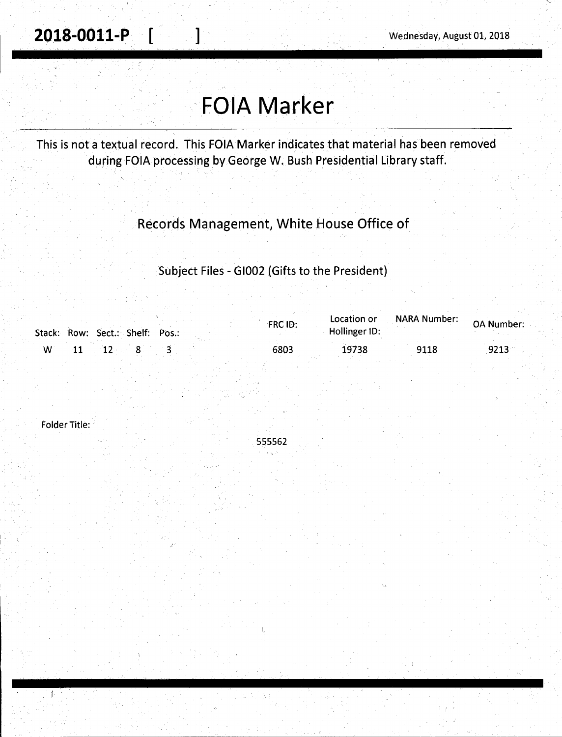**2018-0011-P [ ]** Wednesday, August 01, 2018

# FOIA Marker

This is not a textual record. This FOIA Marker indicates that material has been removed during FOIA processing by George W. Bush Presidential Library staff.

Records Management, White House Office of

Subject Files - GI002 (Gifts to the President)

| Stack: | Row: | Sect.: | Shelf: | Pos.: | FRC ID: | Location or Hollinger ID: | NARA Number: | OA Number: |
|---|---|---|---|---|---|---|---|---|
| W | 11 | 12 | 8 | 3 | 6803 | 19738 | 9118 | 9213 |

Folder Title:

555562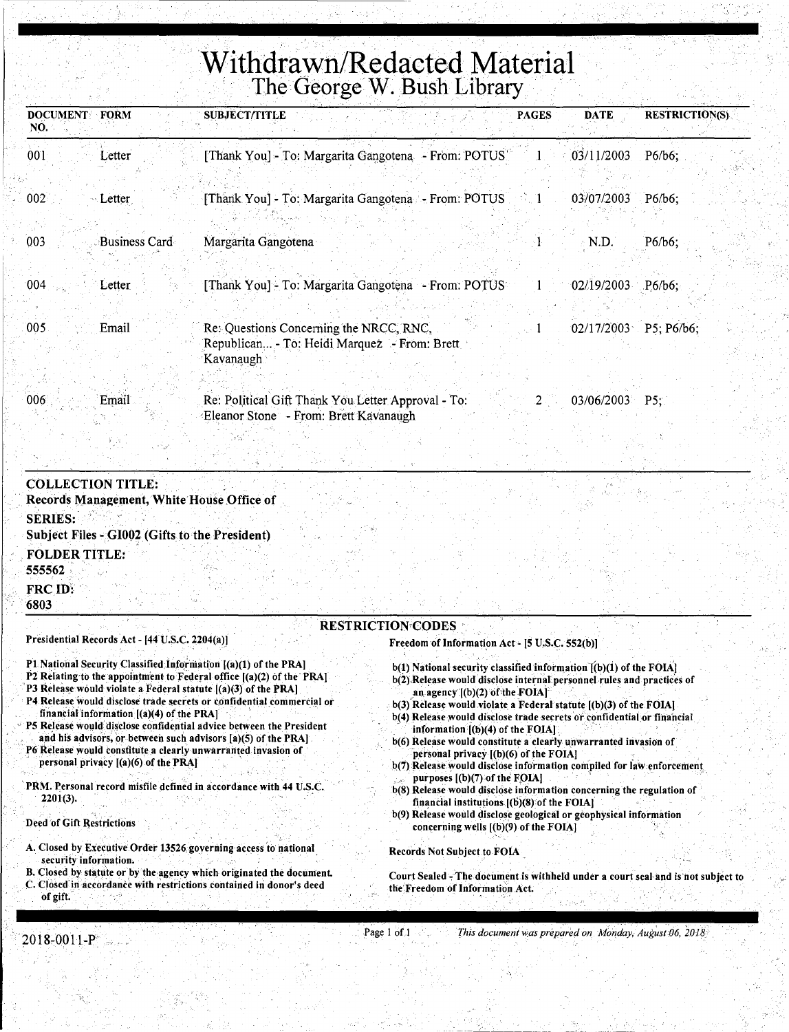# Withdrawn/Redacted Material

## The George W. Bush Library

| DOCUMENT NO. | FORM | SUBJECT/TITLE | PAGES | DATE | RESTRICTION(S) |
|---|---|---|---|---|---|
| 001 | Letter | [Thank You] - To: Margarita Gangotena - From: POTUS | 1 | 03/11/2003 | P6/b6; |
| 002 | Letter | [Thank You] - To: Margarita Gangotena - From: POTUS | 1 | 03/07/2003 | P6/b6; |
| 003 | Business Card | Margarita Gangotena | 1 | N.D. | P6/b6; |
| 004 | Letter | [Thank You] - To: Margarita Gangotena - From: POTUS | 1 | 02/19/2003 | P6/b6; |
| 005 | Email | Re: Questions Concerning the NRCC, RNC, Republican... - To: Heidi Marquez - From: Brett Kavanaugh | 1 | 02/17/2003 | P5; P6/b6; |
| 006 | Email | Re: Political Gift Thank You Letter Approval - To: Eleanor Stone - From: Brett Kavanaugh | 2 | 03/06/2003 | P5; |

**COLLECTION TITLE:**
**Records Management, White House Office of**

**SERIES:**
**Subject Files - GI002 (Gifts to the President)**

**FOLDER TITLE:**
**555562**

**FRC ID:**
**6803**

### RESTRICTION CODES

**Presidential Records Act - [44 U.S.C. 2204(a)]**

P1 National Security Classified Information [(a)(1) of the PRA]
P2 Relating to the appointment to Federal office [(a)(2) of the PRA]
P3 Release would violate a Federal statute [(a)(3) of the PRA]
P4 Release would disclose trade secrets or confidential commercial or financial information [(a)(4) of the PRA]
P5 Release would disclose confidential advice between the President and his advisors, or between such advisors [a)(5) of the PRA]
P6 Release would constitute a clearly unwarranted invasion of personal privacy [(a)(6) of the PRA]

PRM. Personal record misfile defined in accordance with 44 U.S.C. 2201(3).

Deed of Gift Restrictions

A. Closed by Executive Order 13526 governing access to national security information.
B. Closed by statute or by the agency which originated the document.
C. Closed in accordance with restrictions contained in donor's deed of gift.

**Freedom of Information Act - [5 U.S.C. 552(b)]**

b(1) National security classified information [(b)(1) of the FOIA]
b(2) Release would disclose internal personnel rules and practices of an agency [(b)(2) of the FOIA]
b(3) Release would violate a Federal statute [(b)(3) of the FOIA]
b(4) Release would disclose trade secrets or confidential or financial information [(b)(4) of the FOIA]
b(6) Release would constitute a clearly unwarranted invasion of personal privacy [(b)(6) of the FOIA]
b(7) Release would disclose information compiled for law enforcement purposes [(b)(7) of the FOIA]
b(8) Release would disclose information concerning the regulation of financial institutions [(b)(8) of the FOIA]
b(9) Release would disclose geological or geophysical information concerning wells [(b)(9) of the FOIA]

Records Not Subject to FOIA

Court Sealed - The document is withheld under a court seal and is not subject to the Freedom of Information Act.

2018-0011-P

*This document was prepared on Monday, August 06, 2018*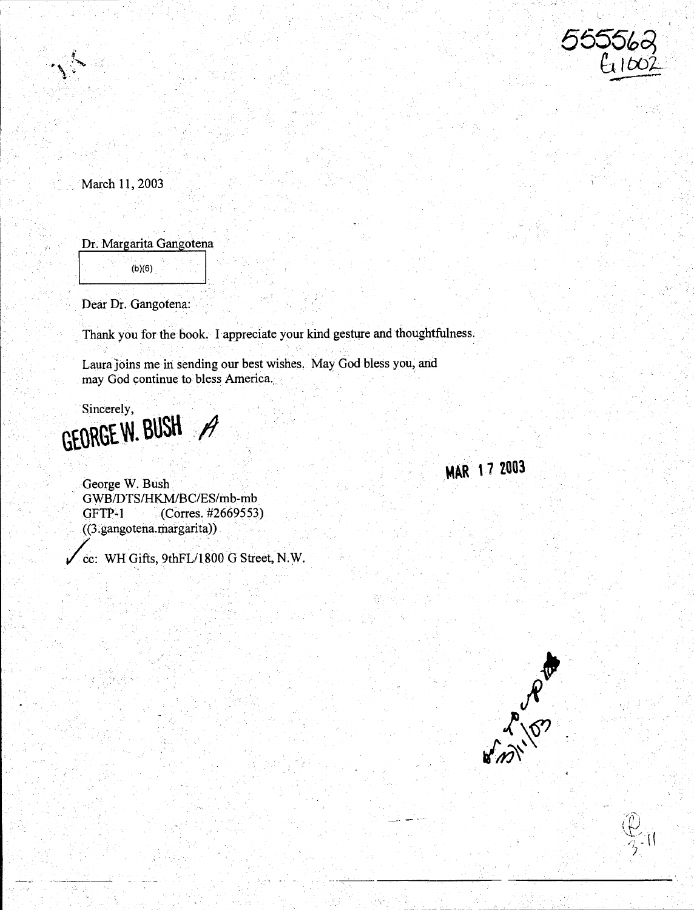555562
G1002

March 11, 2003

Dr. Margarita Gangotena

(b)(6)

Dear Dr. Gangotena:

Thank you for the book. I appreciate your kind gesture and thoughtfulness.

Laura joins me in sending our best wishes. May God bless you, and may God continue to bless America.

Sincerely,

GEORGE W. BUSH

MAR 17 2003

George W. Bush
GWB/DTS/HKM/BC/ES/mb-mb
GFTP-1 (Corres. #2669553)
((3.gangotena.margarita))

✓ cc: WH Gifts, 9thFL/1800 G Street, N.W.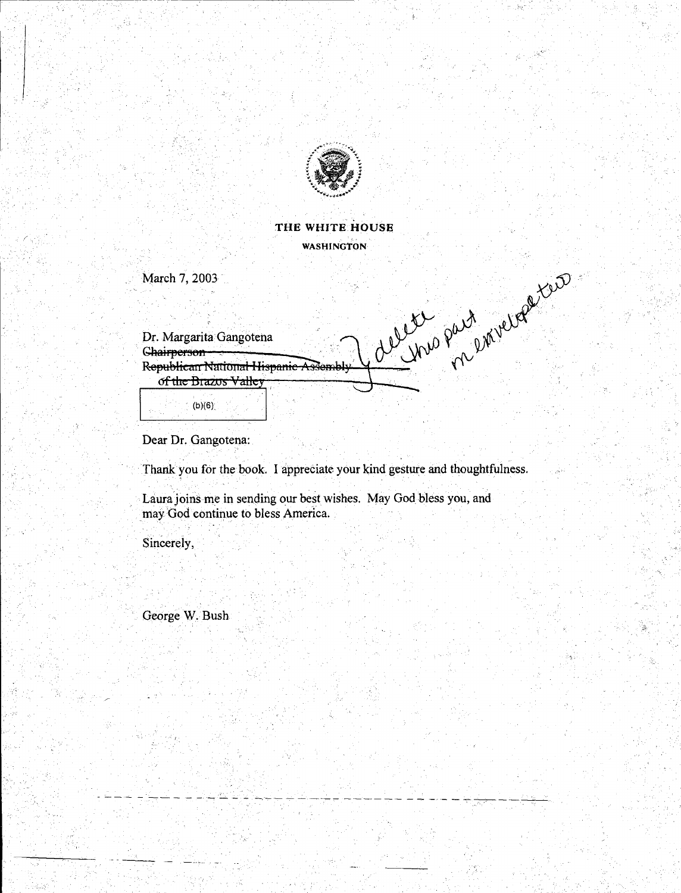THE WHITE HOUSE

WASHINGTON

March 7, 2003

Dr. Margarita Gangotena
~~Chairperson~~
~~Republican National Hispanic Assembly~~
~~of the Brazos Valley~~

(b)(6)

delete this part in envelope too

Dear Dr. Gangotena:

Thank you for the book. I appreciate your kind gesture and thoughtfulness.

Laura joins me in sending our best wishes. May God bless you, and may God continue to bless America.

Sincerely,

George W. Bush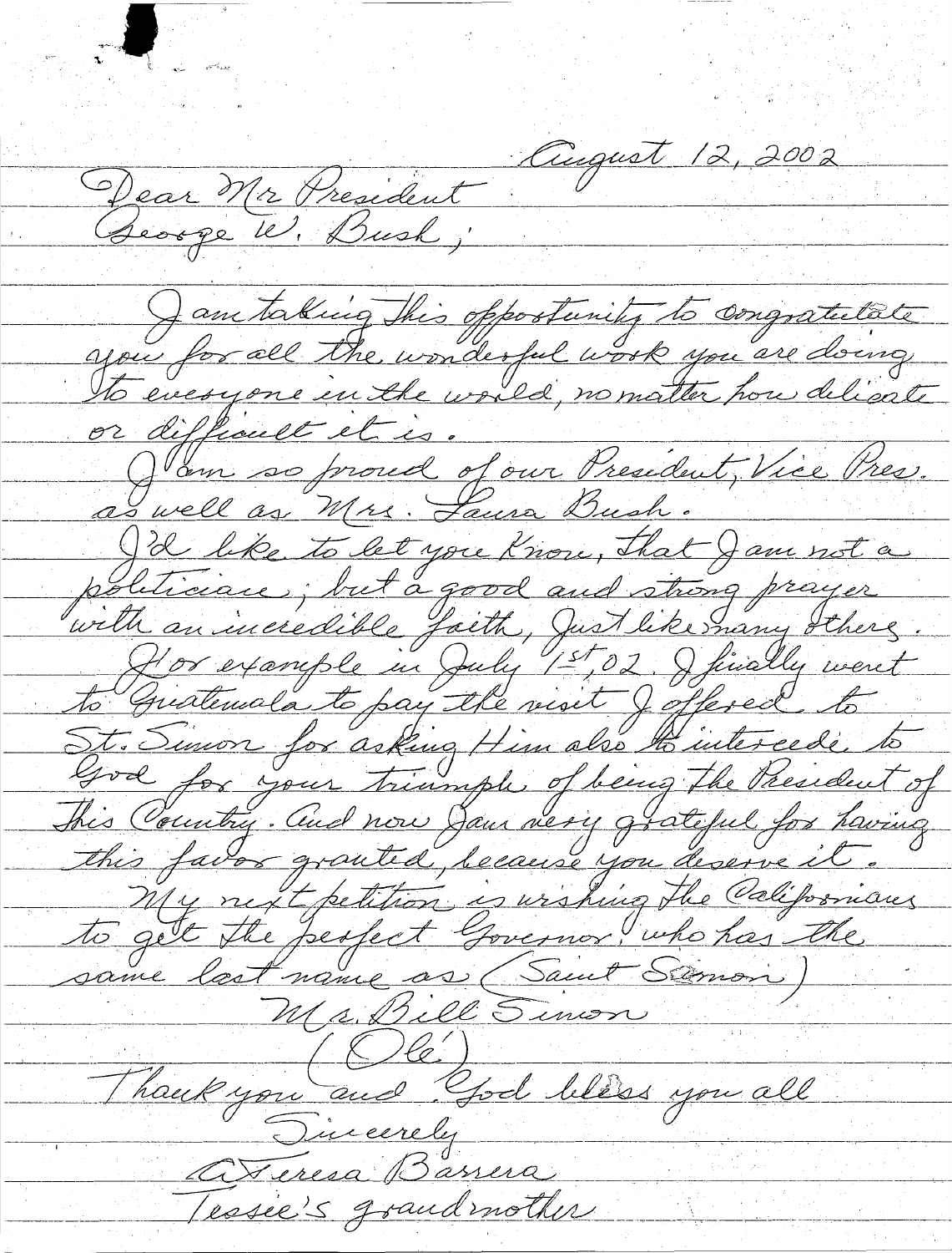August 12, 2002

Dear Mr President
George W. Bush;

I am taking this opportunity to congratulate you for all the wonderful work you are doing to everyone in the world, no matter how delicate or difficult it is.

I am so proud of our President, Vice Pres. as well as Mrs. Laura Bush.

I'd like to let you know, that I am not a politician; but a good and strong prayer with an incredible faith, just like many others.

For example in July 1st, 02. I finally went to Guatemala to pay the visit I offered to St. Simon for asking Him also to intercede to God for your triumph of being the President of this Country. And now I am very grateful for having this favor granted, because you deserve it.

My next petition is wishing the Californians to get the perfect Governor, who has the same last name as (Saint Simon)

Mr. Bill Simon

(Olé)

Thank you and God bless you all

Sincerely

A Teresa Barrera

Tessie's grandmother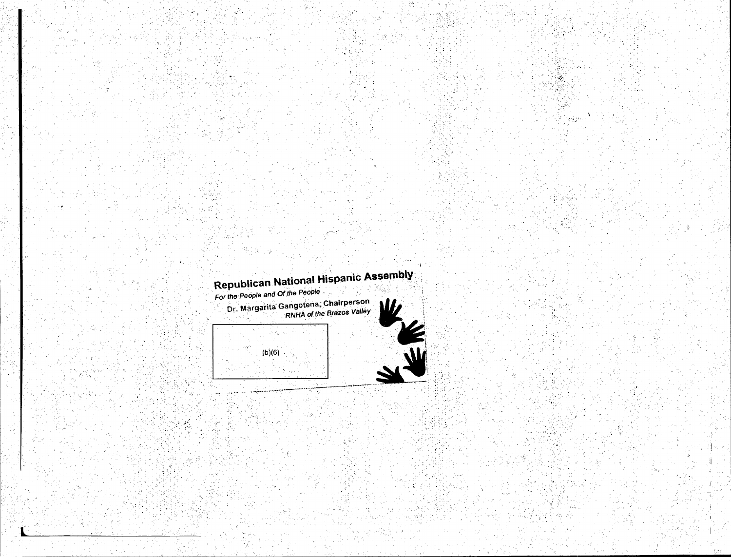**Republican National Hispanic Assembly**

*For the People and Of the People*

Dr. Margarita Gangotena, Chairperson

*RNHA of the Brazos Valley*

(b)(6)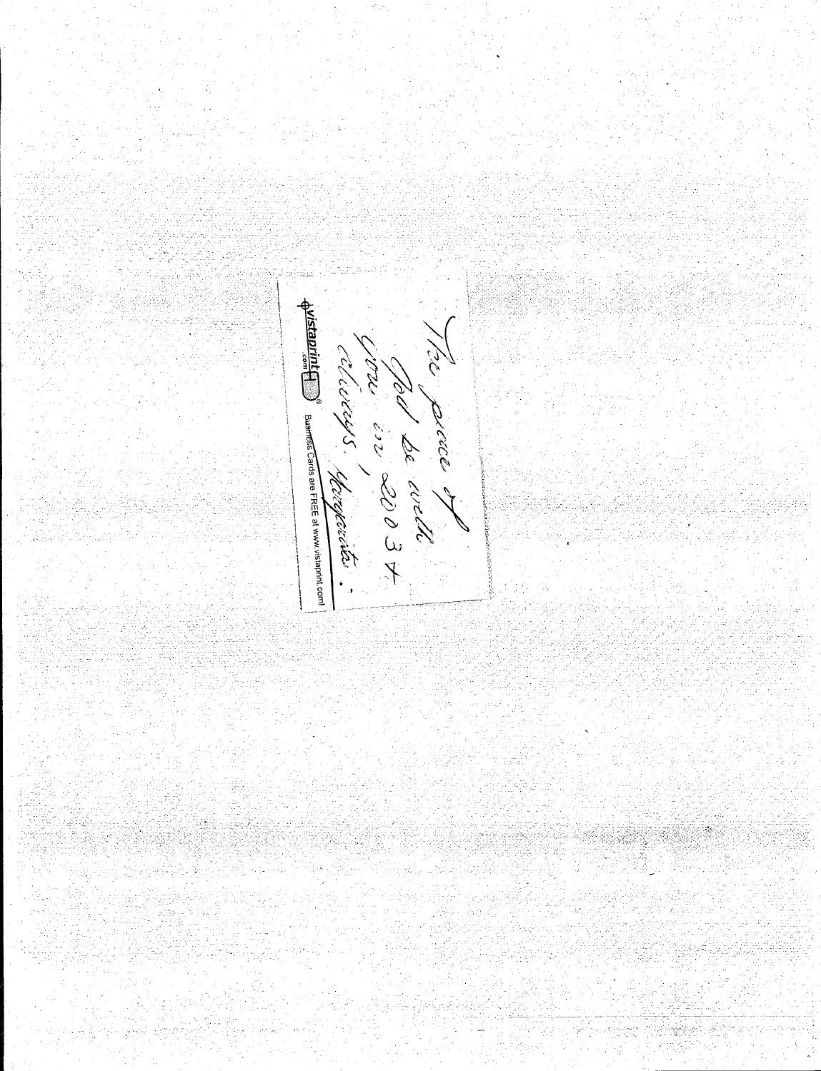The peace of God be with you in 2003+ always, Margarita :

vistaprint.com® Business Cards are FREE at www.vistaprint.com!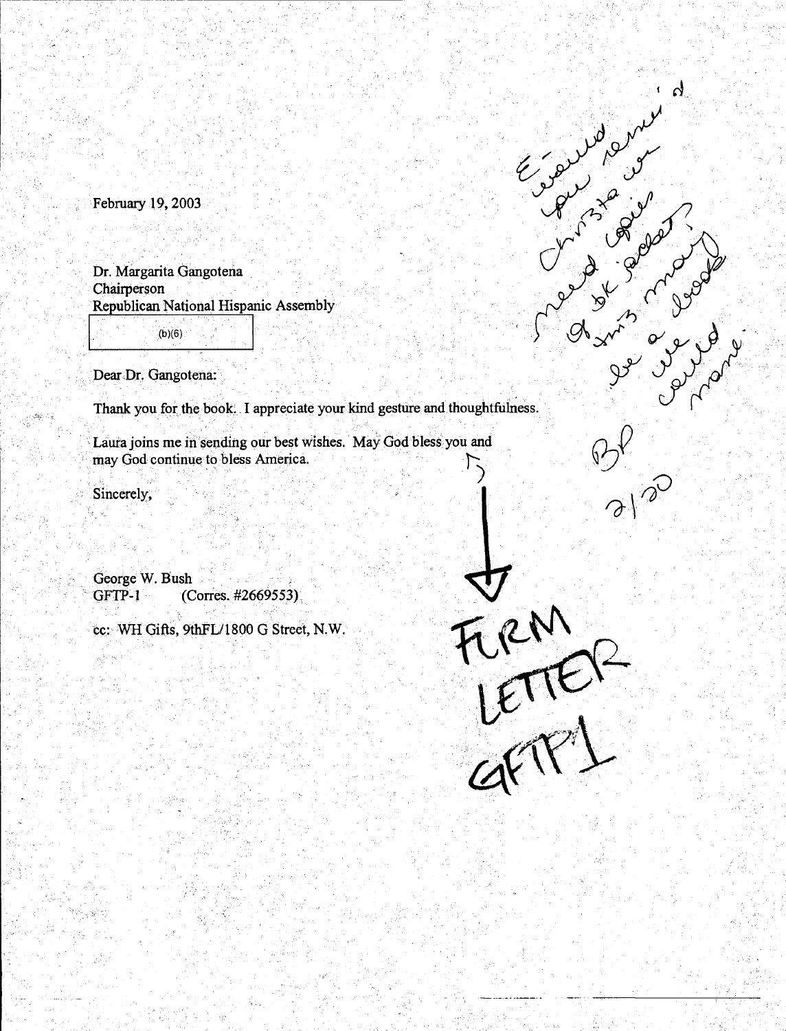February 19, 2003

Dr. Margarita Gangotena
Chairperson
Republican National Hispanic Assembly

(b)(6)

Dear Dr. Gangotena:

Thank you for the book. I appreciate your kind gesture and thoughtfulness.

Laura joins me in sending our best wishes. May God bless you and may God continue to bless America.

Sincerely,

George W. Bush
GFTP-1 (Corres. #2669553)

cc: WH Gifts, 9thFL/1800 G Street, N.W.

E- would remind you we need copies of bk jacket; this may be a book we could name.

BP
2/20

FORM LETTER
GFTP1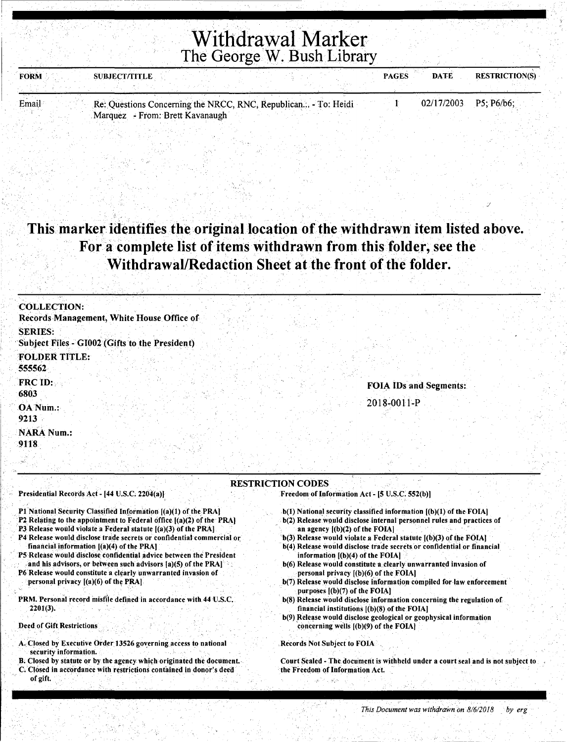# Withdrawal Marker
## The George W. Bush Library

| FORM | SUBJECT/TITLE | PAGES | DATE | RESTRICTION(S) |
|---|---|---|---|---|
| Email | Re: Questions Concerning the NRCC, RNC, Republican... - To: Heidi Marquez - From: Brett Kavanaugh | 1 | 02/17/2003 | P5; P6/b6; |

## This marker identifies the original location of the withdrawn item listed above. For a complete list of items withdrawn from this folder, see the Withdrawal/Redaction Sheet at the front of the folder.

**COLLECTION:**
Records Management, White House Office of

**SERIES:**
Subject Files - GI002 (Gifts to the President)

**FOLDER TITLE:**
555562

**FRC ID:**
6803

**OA Num.:**
9213

**NARA Num.:**
9118

**FOIA IDs and Segments:**
2018-0011-P

### RESTRICTION CODES

**Presidential Records Act - [44 U.S.C. 2204(a)]**

- P1 National Security Classified Information [(a)(1) of the PRA]
- P2 Relating to the appointment to Federal office [(a)(2) of the PRA]
- P3 Release would violate a Federal statute [(a)(3) of the PRA]
- P4 Release would disclose trade secrets or confidential commercial or financial information [(a)(4) of the PRA]
- P5 Release would disclose confidential advice between the President and his advisors, or between such advisors [a)(5) of the PRA]
- P6 Release would constitute a clearly unwarranted invasion of personal privacy [(a)(6) of the PRA]

PRM. Personal record misfile defined in accordance with 44 U.S.C. 2201(3).

**Deed of Gift Restrictions**

- A. Closed by Executive Order 13526 governing access to national security information.
- B. Closed by statute or by the agency which originated the document.
- C. Closed in accordance with restrictions contained in donor's deed of gift.

**Freedom of Information Act - [5 U.S.C. 552(b)]**

- b(1) National security classified information [(b)(1) of the FOIA]
- b(2) Release would disclose internal personnel rules and practices of an agency [(b)(2) of the FOIA]
- b(3) Release would violate a Federal statute [(b)(3) of the FOIA]
- b(4) Release would disclose trade secrets or confidential or financial information [(b)(4) of the FOIA]
- b(6) Release would constitute a clearly unwarranted invasion of personal privacy [(b)(6) of the FOIA]
- b(7) Release would disclose information compiled for law enforcement purposes [(b)(7) of the FOIA]
- b(8) Release would disclose information concerning the regulation of financial institutions [(b)(8) of the FOIA]
- b(9) Release would disclose geological or geophysical information concerning wells [(b)(9) of the FOIA]

Records Not Subject to FOIA

Court Sealed - The document is withheld under a court seal and is not subject to the Freedom of Information Act.

*This Document was withdrawn on 8/6/2018 by erg*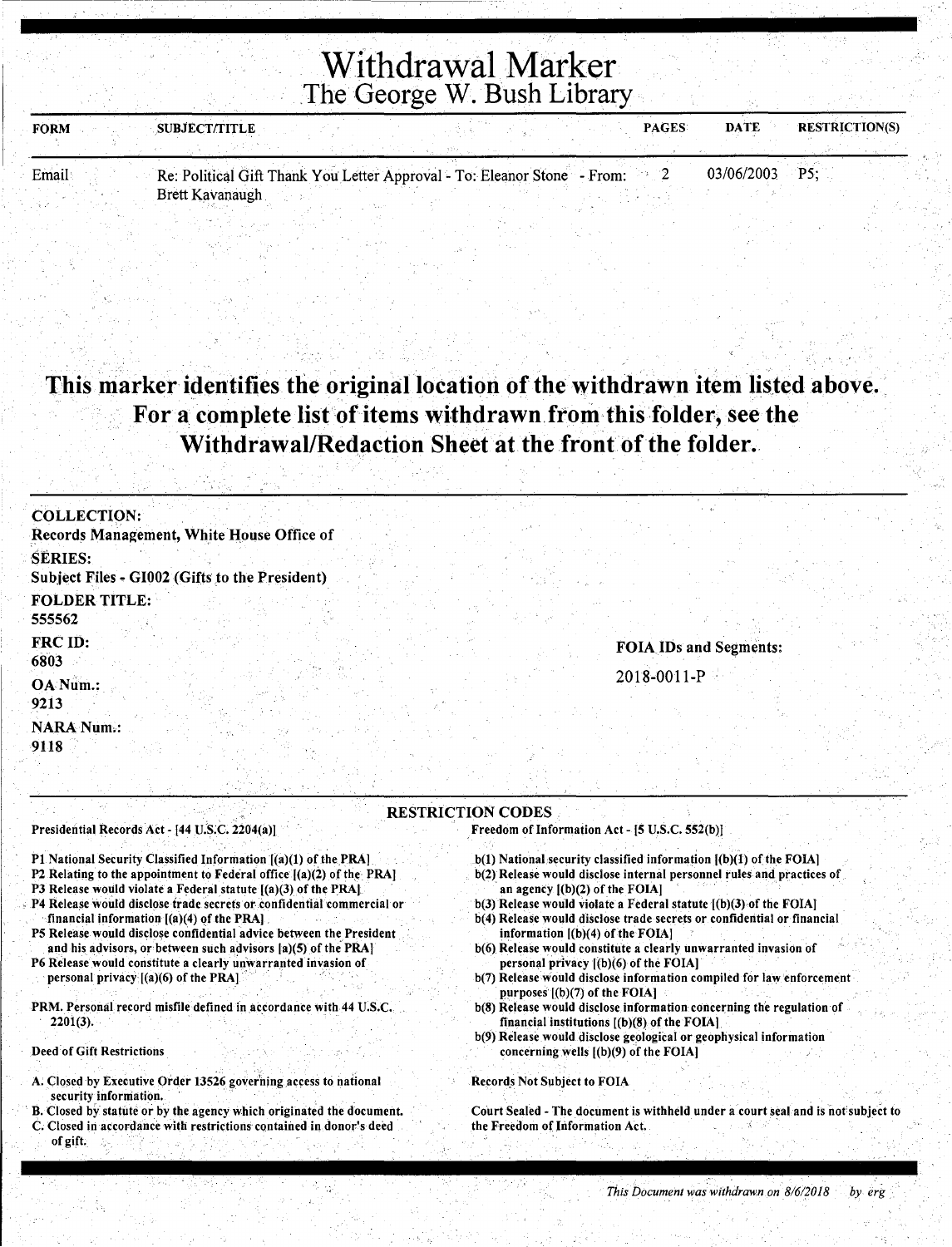# Withdrawal Marker
## The George W. Bush Library

| FORM | SUBJECT/TITLE | PAGES | DATE | RESTRICTION(S) |
|---|---|---|---|---|
| Email | Re: Political Gift Thank You Letter Approval - To: Eleanor Stone - From: Brett Kavanaugh | 2 | 03/06/2003 | P5; |

**This marker identifies the original location of the withdrawn item listed above. For a complete list of items withdrawn from this folder, see the Withdrawal/Redaction Sheet at the front of the folder.**

**COLLECTION:**
Records Management, White House Office of

**SERIES:**
Subject Files - GI002 (Gifts to the President)

**FOLDER TITLE:**
555562

**FRC ID:**
6803

**OA Num.:**
9213

**NARA Num.:**
9118

**FOIA IDs and Segments:**

2018-0011-P

**RESTRICTION CODES**

Presidential Records Act - [44 U.S.C. 2204(a)]

P1 National Security Classified Information [(a)(1) of the PRA]
P2 Relating to the appointment to Federal office [(a)(2) of the PRA]
P3 Release would violate a Federal statute [(a)(3) of the PRA]
P4 Release would disclose trade secrets or confidential commercial or financial information [(a)(4) of the PRA]
P5 Release would disclose confidential advice between the President and his advisors, or between such advisors [a)(5) of the PRA]
P6 Release would constitute a clearly unwarranted invasion of personal privacy [(a)(6) of the PRA]

PRM. Personal record misfile defined in accordance with 44 U.S.C. 2201(3).

Deed of Gift Restrictions

A. Closed by Executive Order 13526 governing access to national security information.
B. Closed by statute or by the agency which originated the document.
C. Closed in accordance with restrictions contained in donor's deed of gift.

Freedom of Information Act - [5 U.S.C. 552(b)]

b(1) National security classified information [(b)(1) of the FOIA]
b(2) Release would disclose internal personnel rules and practices of an agency [(b)(2) of the FOIA]
b(3) Release would violate a Federal statute [(b)(3) of the FOIA]
b(4) Release would disclose trade secrets or confidential or financial information [(b)(4) of the FOIA]
b(6) Release would constitute a clearly unwarranted invasion of personal privacy [(b)(6) of the FOIA]
b(7) Release would disclose information compiled for law enforcement purposes [(b)(7) of the FOIA]
b(8) Release would disclose information concerning the regulation of financial institutions [(b)(8) of the FOIA]
b(9) Release would disclose geological or geophysical information concerning wells [(b)(9) of the FOIA]

Records Not Subject to FOIA

Court Sealed - The document is withheld under a court seal and is not subject to the Freedom of Information Act.

*This Document was withdrawn on 8/6/2018 by erg*